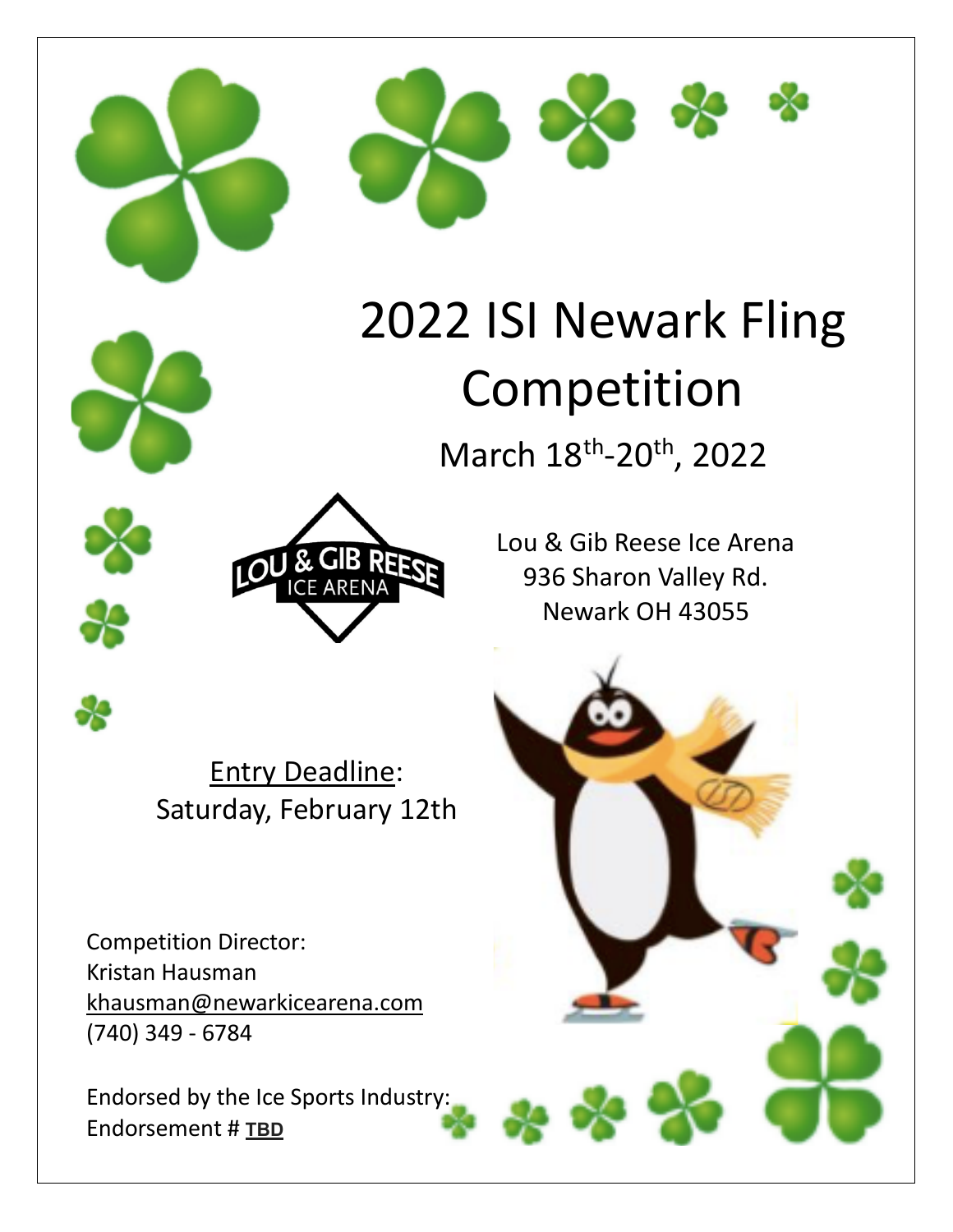# 2022 ISI Newark Fling Competition

March 18th-20th, 2022

Lou & Gib Reese Ice Arena
936 Sharon Valley Rd.
Newark OH 43055

Entry Deadline: Saturday, February 12th

Competition Director:
Kristan Hausman
khausman@newarkicearena.com
(740) 349 - 6784

Endorsed by the Ice Sports Industry:
Endorsement # **TBD**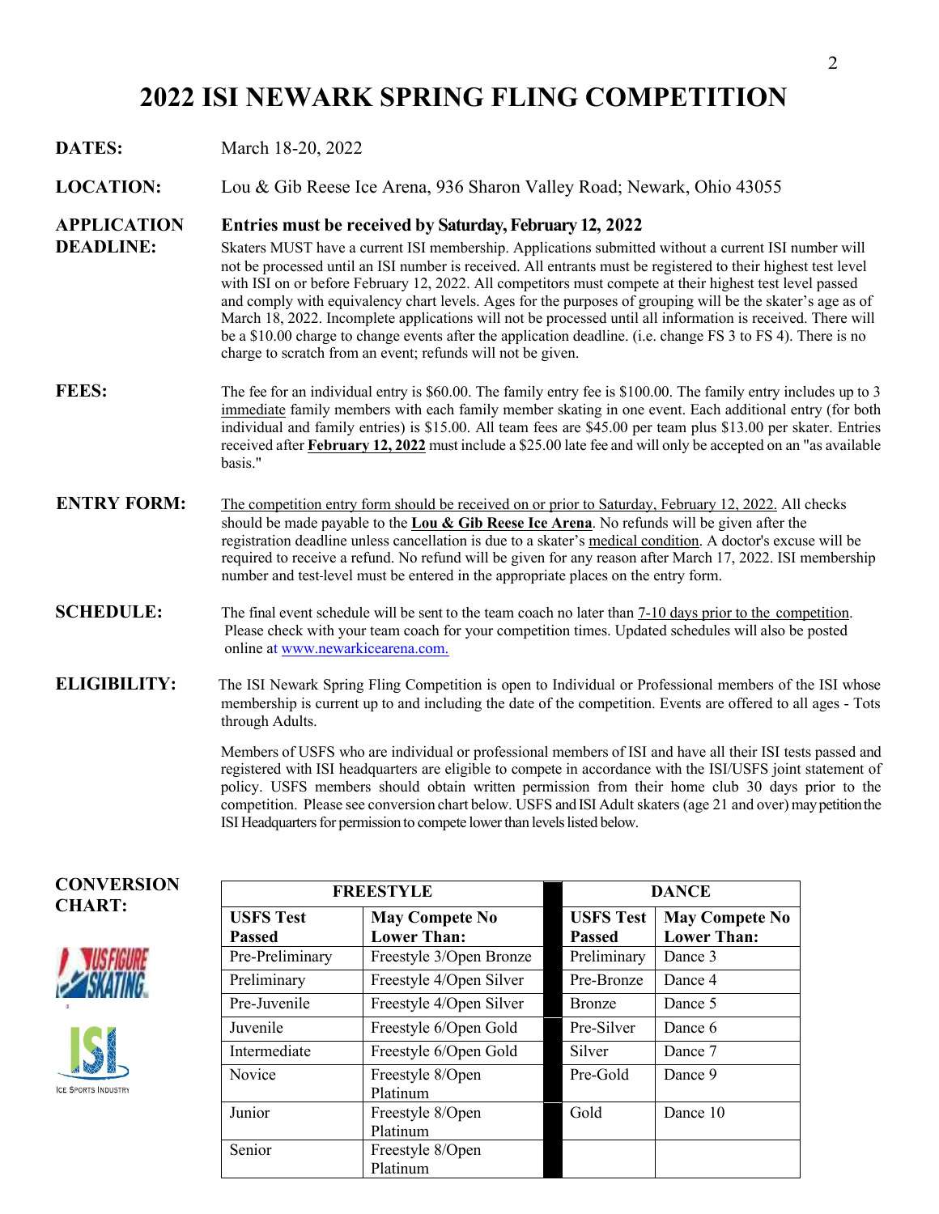# 2022 ISI NEWARK SPRING FLING COMPETITION

**DATES:** March 18-20, 2022

**LOCATION:** Lou & Gib Reese Ice Arena, 936 Sharon Valley Road; Newark, Ohio 43055

**APPLICATION DEADLINE:** **Entries must be received by Saturday, February 12, 2022**

Skaters MUST have a current ISI membership. Applications submitted without a current ISI number will not be processed until an ISI number is received. All entrants must be registered to their highest test level with ISI on or before February 12, 2022. All competitors must compete at their highest test level passed and comply with equivalency chart levels. Ages for the purposes of grouping will be the skater's age as of March 18, 2022. Incomplete applications will not be processed until all information is received. There will be a $10.00 charge to change events after the application deadline. (i.e. change FS 3 to FS 4). There is no charge to scratch from an event; refunds will not be given.

**FEES:** The fee for an individual entry is $60.00. The family entry fee is $100.00. The family entry includes up to 3 immediate family members with each family member skating in one event. Each additional entry (for both individual and family entries) is $15.00. All team fees are $45.00 per team plus $13.00 per skater. Entries received after **February 12, 2022** must include a $25.00 late fee and will only be accepted on an "as available basis."

**ENTRY FORM:** The competition entry form should be received on or prior to Saturday, February 12, 2022. All checks should be made payable to the **Lou & Gib Reese Ice Arena**. No refunds will be given after the registration deadline unless cancellation is due to a skater's medical condition. A doctor's excuse will be required to receive a refund. No refund will be given for any reason after March 17, 2022. ISI membership number and test-level must be entered in the appropriate places on the entry form.

**SCHEDULE:** The final event schedule will be sent to the team coach no later than 7-10 days prior to the competition. Please check with your team coach for your competition times. Updated schedules will also be posted online at www.newarkicearena.com.

**ELIGIBILITY:** The ISI Newark Spring Fling Competition is open to Individual or Professional members of the ISI whose membership is current up to and including the date of the competition. Events are offered to all ages - Tots through Adults.

Members of USFS who are individual or professional members of ISI and have all their ISI tests passed and registered with ISI headquarters are eligible to compete in accordance with the ISI/USFS joint statement of policy. USFS members should obtain written permission from their home club 30 days prior to the competition. Please see conversion chart below. USFS and ISI Adult skaters (age 21 and over) may petition the ISI Headquarters for permission to compete lower than levels listed below.

**CONVERSION CHART:**

| FREESTYLE | | DANCE | |
|---|---|---|---|
| **USFS Test Passed** | **May Compete No Lower Than:** | **USFS Test Passed** | **May Compete No Lower Than:** |
| Pre-Preliminary | Freestyle 3/Open Bronze | Preliminary | Dance 3 |
| Preliminary | Freestyle 4/Open Silver | Pre-Bronze | Dance 4 |
| Pre-Juvenile | Freestyle 4/Open Silver | Bronze | Dance 5 |
| Juvenile | Freestyle 6/Open Gold | Pre-Silver | Dance 6 |
| Intermediate | Freestyle 6/Open Gold | Silver | Dance 7 |
| Novice | Freestyle 8/Open Platinum | Pre-Gold | Dance 9 |
| Junior | Freestyle 8/Open Platinum | Gold | Dance 10 |
| Senior | Freestyle 8/Open Platinum | | |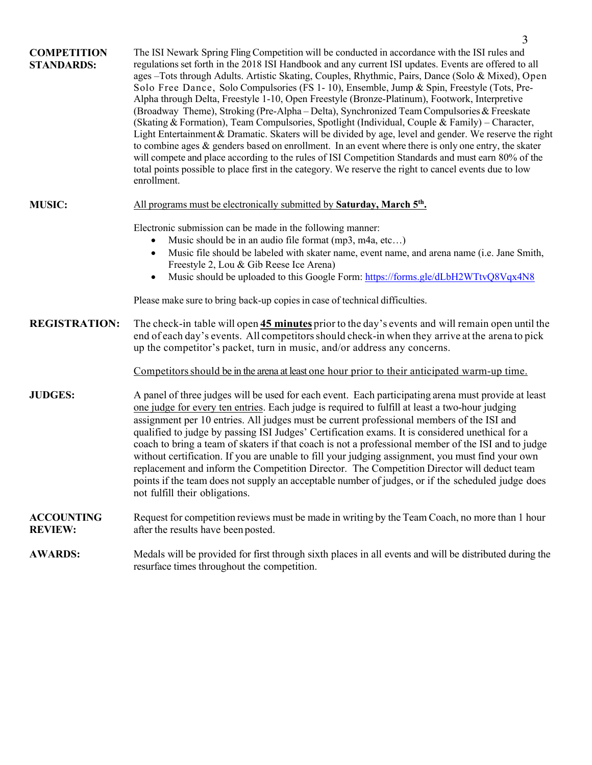**COMPETITION STANDARDS:**

The ISI Newark Spring Fling Competition will be conducted in accordance with the ISI rules and regulations set forth in the 2018 ISI Handbook and any current ISI updates. Events are offered to all ages –Tots through Adults. Artistic Skating, Couples, Rhythmic, Pairs, Dance (Solo & Mixed), Open Solo Free Dance, Solo Compulsories (FS 1- 10), Ensemble, Jump & Spin, Freestyle (Tots, Pre-Alpha through Delta, Freestyle 1-10, Open Freestyle (Bronze-Platinum), Footwork, Interpretive (Broadway Theme), Stroking (Pre-Alpha – Delta), Synchronized Team Compulsories & Freeskate (Skating & Formation), Team Compulsories, Spotlight (Individual, Couple & Family) – Character, Light Entertainment & Dramatic. Skaters will be divided by age, level and gender. We reserve the right to combine ages & genders based on enrollment. In an event where there is only one entry, the skater will compete and place according to the rules of ISI Competition Standards and must earn 80% of the total points possible to place first in the category. We reserve the right to cancel events due to low enrollment.

**MUSIC:**

All programs must be electronically submitted by **Saturday, March 5th.**

Electronic submission can be made in the following manner:

- Music should be in an audio file format (mp3, m4a, etc…)
- Music file should be labeled with skater name, event name, and arena name (i.e. Jane Smith, Freestyle 2, Lou & Gib Reese Ice Arena)
- Music should be uploaded to this Google Form: https://forms.gle/dLbH2WTtvQ8Vqx4N8

Please make sure to bring back-up copies in case of technical difficulties.

**REGISTRATION:**

The check-in table will open **45 minutes** prior to the day's events and will remain open until the end of each day's events. All competitors should check-in when they arrive at the arena to pick up the competitor's packet, turn in music, and/or address any concerns.

Competitors should be in the arena at least one hour prior to their anticipated warm-up time.

**JUDGES:**

A panel of three judges will be used for each event. Each participating arena must provide at least one judge for every ten entries. Each judge is required to fulfill at least a two-hour judging assignment per 10 entries. All judges must be current professional members of the ISI and qualified to judge by passing ISI Judges' Certification exams. It is considered unethical for a coach to bring a team of skaters if that coach is not a professional member of the ISI and to judge without certification. If you are unable to fill your judging assignment, you must find your own replacement and inform the Competition Director. The Competition Director will deduct team points if the team does not supply an acceptable number of judges, or if the scheduled judge does not fulfill their obligations.

**ACCOUNTING REVIEW:**

Request for competition reviews must be made in writing by the Team Coach, no more than 1 hour after the results have been posted.

**AWARDS:**

Medals will be provided for first through sixth places in all events and will be distributed during the resurface times throughout the competition.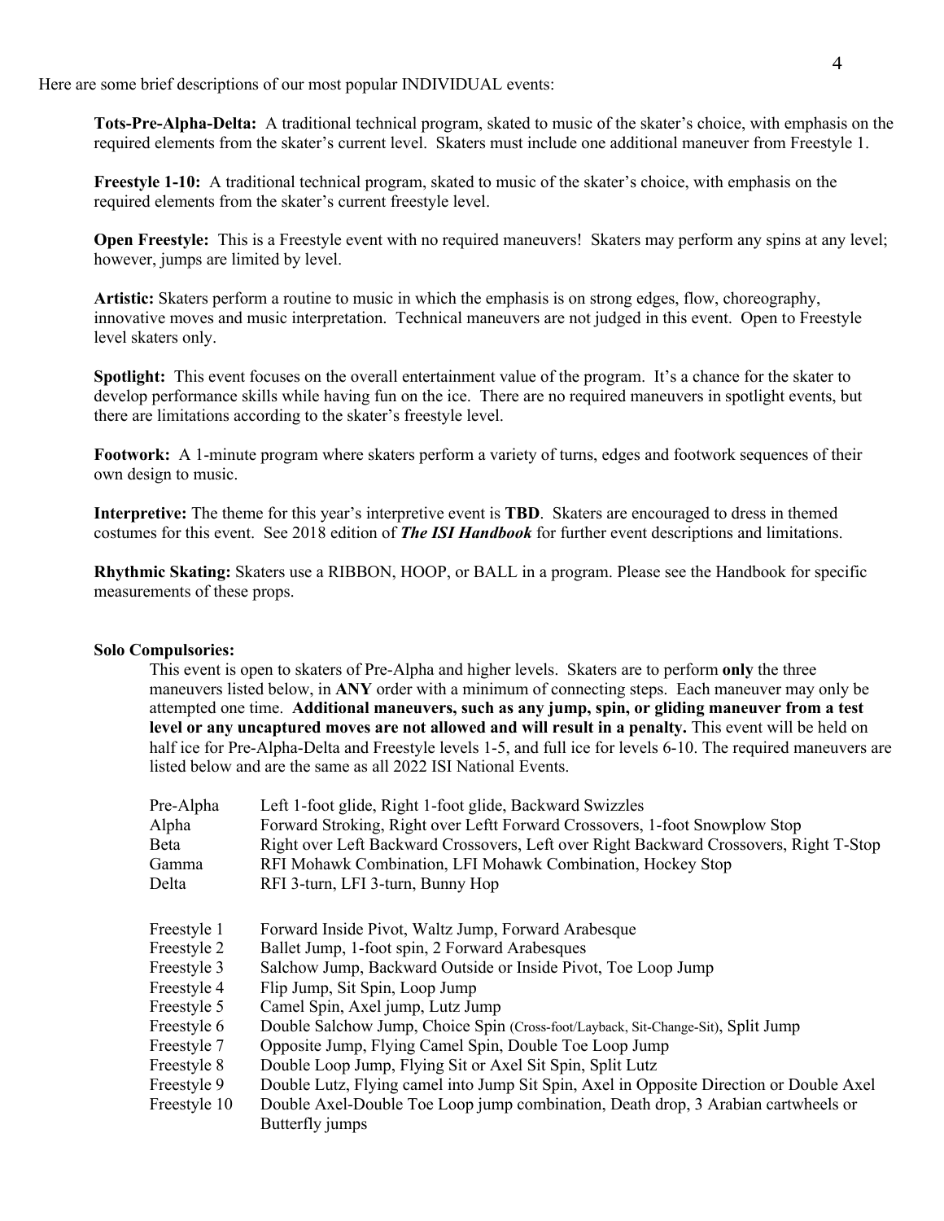Here are some brief descriptions of our most popular INDIVIDUAL events:

**Tots-Pre-Alpha-Delta:** A traditional technical program, skated to music of the skater's choice, with emphasis on the required elements from the skater's current level. Skaters must include one additional maneuver from Freestyle 1.

**Freestyle 1-10:** A traditional technical program, skated to music of the skater's choice, with emphasis on the required elements from the skater's current freestyle level.

**Open Freestyle:** This is a Freestyle event with no required maneuvers! Skaters may perform any spins at any level; however, jumps are limited by level.

**Artistic:** Skaters perform a routine to music in which the emphasis is on strong edges, flow, choreography, innovative moves and music interpretation. Technical maneuvers are not judged in this event. Open to Freestyle level skaters only.

**Spotlight:** This event focuses on the overall entertainment value of the program. It's a chance for the skater to develop performance skills while having fun on the ice. There are no required maneuvers in spotlight events, but there are limitations according to the skater's freestyle level.

**Footwork:** A 1-minute program where skaters perform a variety of turns, edges and footwork sequences of their own design to music.

**Interpretive:** The theme for this year's interpretive event is **TBD**. Skaters are encouraged to dress in themed costumes for this event. See 2018 edition of ***The ISI Handbook*** for further event descriptions and limitations.

**Rhythmic Skating:** Skaters use a RIBBON, HOOP, or BALL in a program. Please see the Handbook for specific measurements of these props.

**Solo Compulsories:**

This event is open to skaters of Pre-Alpha and higher levels. Skaters are to perform **only** the three maneuvers listed below, in **ANY** order with a minimum of connecting steps. Each maneuver may only be attempted one time. **Additional maneuvers, such as any jump, spin, or gliding maneuver from a test level or any uncaptured moves are not allowed and will result in a penalty.** This event will be held on half ice for Pre-Alpha-Delta and Freestyle levels 1-5, and full ice for levels 6-10. The required maneuvers are listed below and are the same as all 2022 ISI National Events.

| | |
|---|---|
| Pre-Alpha | Left 1-foot glide, Right 1-foot glide, Backward Swizzles |
| Alpha | Forward Stroking, Right over Leftt Forward Crossovers, 1-foot Snowplow Stop |
| Beta | Right over Left Backward Crossovers, Left over Right Backward Crossovers, Right T-Stop |
| Gamma | RFI Mohawk Combination, LFI Mohawk Combination, Hockey Stop |
| Delta | RFI 3-turn, LFI 3-turn, Bunny Hop |
| Freestyle 1 | Forward Inside Pivot, Waltz Jump, Forward Arabesque |
| Freestyle 2 | Ballet Jump, 1-foot spin, 2 Forward Arabesques |
| Freestyle 3 | Salchow Jump, Backward Outside or Inside Pivot, Toe Loop Jump |
| Freestyle 4 | Flip Jump, Sit Spin, Loop Jump |
| Freestyle 5 | Camel Spin, Axel jump, Lutz Jump |
| Freestyle 6 | Double Salchow Jump, Choice Spin (Cross-foot/Layback, Sit-Change-Sit), Split Jump |
| Freestyle 7 | Opposite Jump, Flying Camel Spin, Double Toe Loop Jump |
| Freestyle 8 | Double Loop Jump, Flying Sit or Axel Sit Spin, Split Lutz |
| Freestyle 9 | Double Lutz, Flying camel into Jump Sit Spin, Axel in Opposite Direction or Double Axel |
| Freestyle 10 | Double Axel-Double Toe Loop jump combination, Death drop, 3 Arabian cartwheels or Butterfly jumps |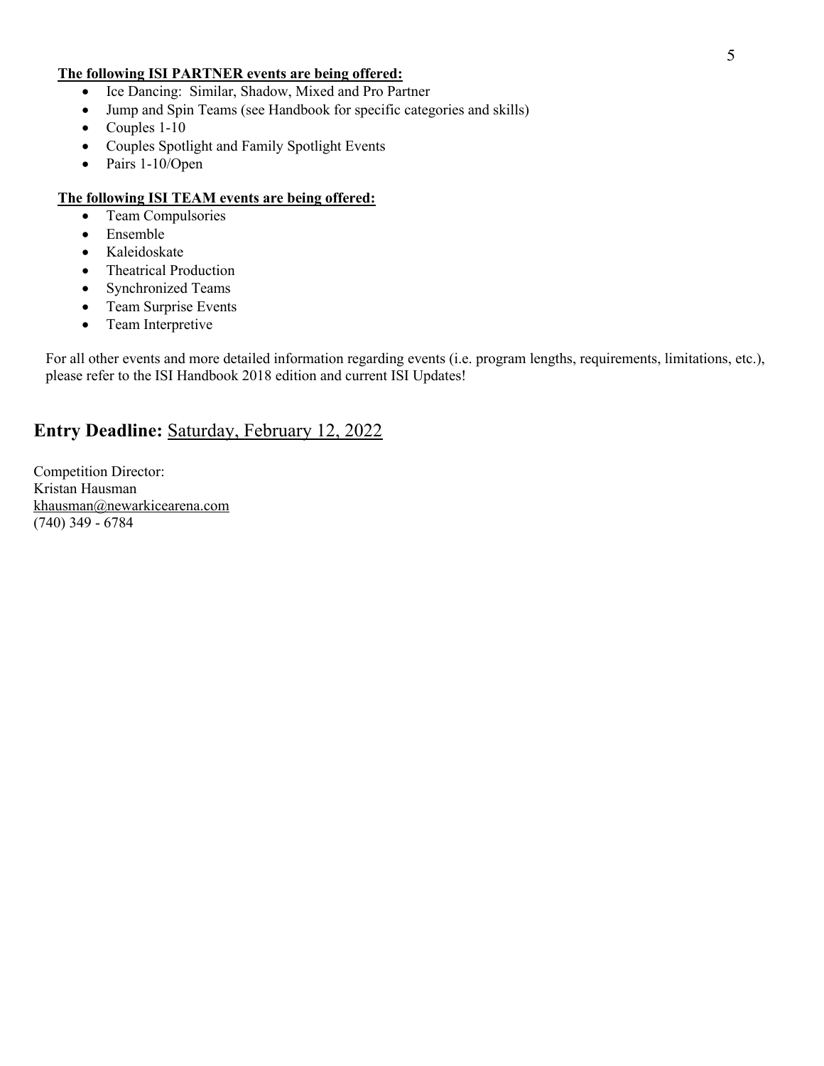**The following ISI PARTNER events are being offered:**

- Ice Dancing: Similar, Shadow, Mixed and Pro Partner
- Jump and Spin Teams (see Handbook for specific categories and skills)
- Couples 1-10
- Couples Spotlight and Family Spotlight Events
- Pairs 1-10/Open

**The following ISI TEAM events are being offered:**

- Team Compulsories
- Ensemble
- Kaleidoskate
- Theatrical Production
- Synchronized Teams
- Team Surprise Events
- Team Interpretive

For all other events and more detailed information regarding events (i.e. program lengths, requirements, limitations, etc.), please refer to the ISI Handbook 2018 edition and current ISI Updates!

## Entry Deadline: Saturday, February 12, 2022

Competition Director:
Kristan Hausman
khausman@newarkicearena.com
(740) 349 - 6784